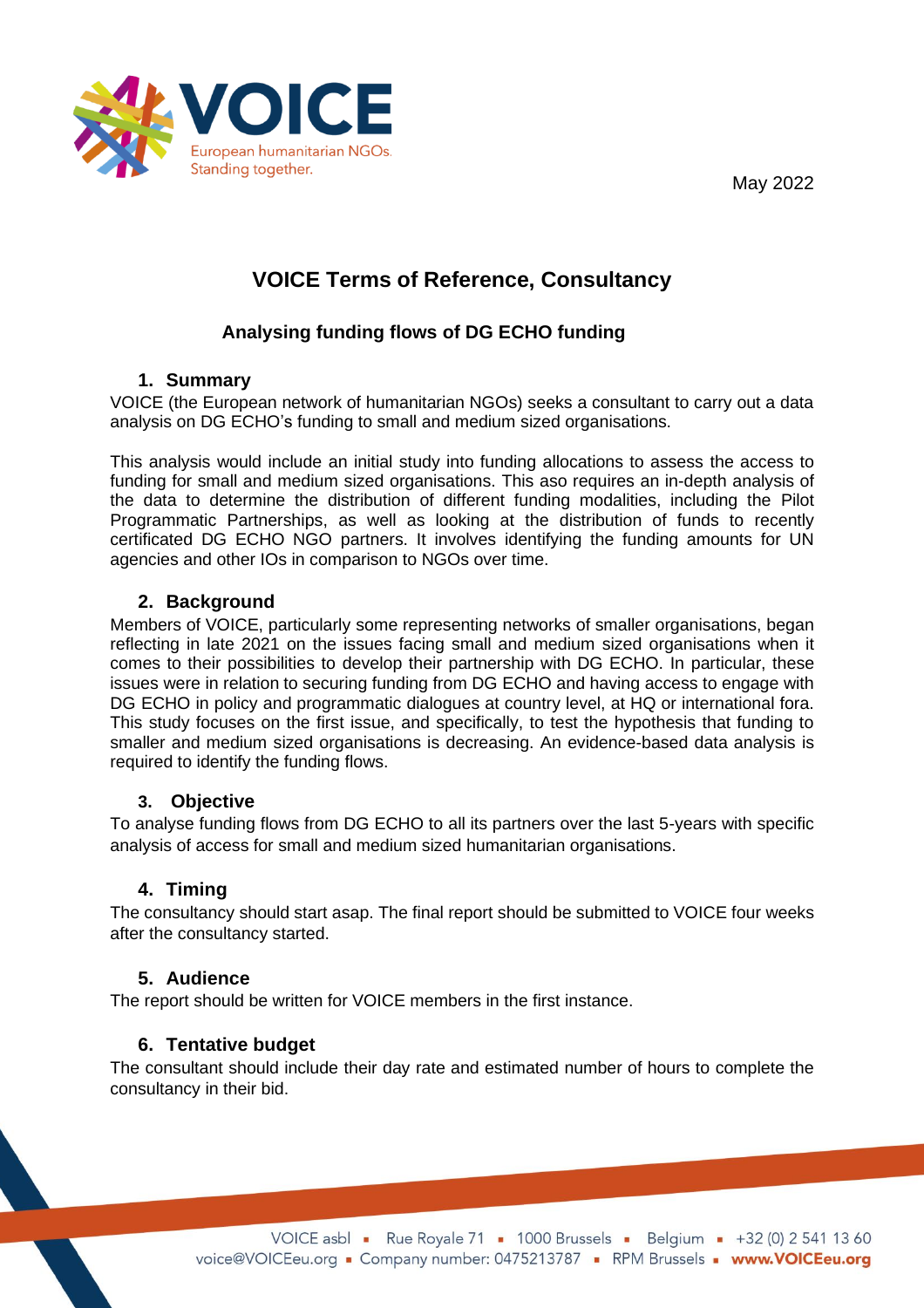May 2022

# VOICE Terms of Reference, Consultancy

## Analysing funding flows of DG ECHO funding

### 1. Summary

VOICE (the European network of humanitarian NGOs) seeks a consultant to carry out a data analysis on DG ECHO's funding to small and medium sized organisations.

This analysis would include an initial study into funding allocations to assess the access to funding for small and medium sized organisations. This aso requires an in-depth analysis of the data to determine the distribution of different funding modalities, including the Pilot Programmatic Partnerships, as well as looking at the distribution of funds to recently certificated DG ECHO NGO partners. It involves identifying the funding amounts for UN agencies and other IOs in comparison to NGOs over time.

### 2. Background

Members of VOICE, particularly some representing networks of smaller organisations, began reflecting in late 2021 on the issues facing small and medium sized organisations when it comes to their possibilities to develop their partnership with DG ECHO. In particular, these issues were in relation to securing funding from DG ECHO and having access to engage with DG ECHO in policy and programmatic dialogues at country level, at HQ or international fora. This study focuses on the first issue, and specifically, to test the hypothesis that funding to smaller and medium sized organisations is decreasing. An evidence-based data analysis is required to identify the funding flows.

### 3. Objective

To analyse funding flows from DG ECHO to all its partners over the last 5-years with specific analysis of access for small and medium sized humanitarian organisations.

### 4. Timing

The consultancy should start asap. The final report should be submitted to VOICE four weeks after the consultancy started.

### 5. Audience

The report should be written for VOICE members in the first instance.

### 6. Tentative budget

The consultant should include their day rate and estimated number of hours to complete the consultancy in their bid.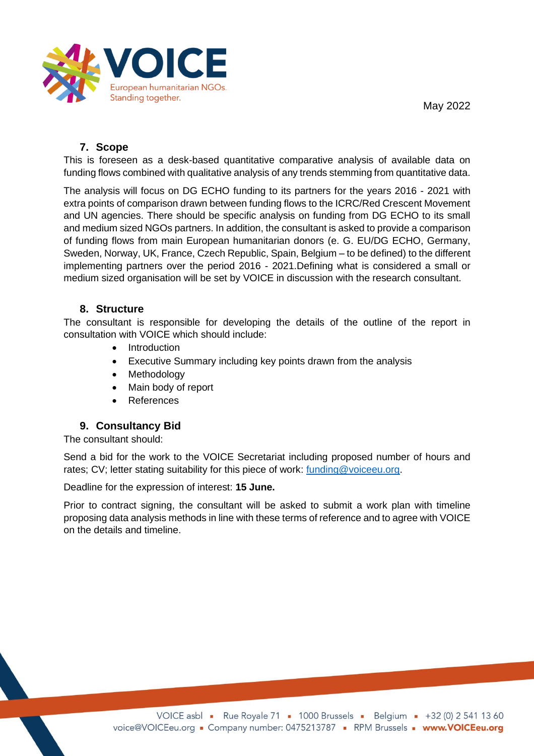May 2022

### 7. Scope

This is foreseen as a desk-based quantitative comparative analysis of available data on funding flows combined with qualitative analysis of any trends stemming from quantitative data.

The analysis will focus on DG ECHO funding to its partners for the years 2016 - 2021 with extra points of comparison drawn between funding flows to the ICRC/Red Crescent Movement and UN agencies. There should be specific analysis on funding from DG ECHO to its small and medium sized NGOs partners. In addition, the consultant is asked to provide a comparison of funding flows from main European humanitarian donors (e. G. EU/DG ECHO, Germany, Sweden, Norway, UK, France, Czech Republic, Spain, Belgium – to be defined) to the different implementing partners over the period 2016 - 2021.Defining what is considered a small or medium sized organisation will be set by VOICE in discussion with the research consultant.

### 8. Structure

The consultant is responsible for developing the details of the outline of the report in consultation with VOICE which should include:

- Introduction
- Executive Summary including key points drawn from the analysis
- Methodology
- Main body of report
- References

### 9. Consultancy Bid

The consultant should:

Send a bid for the work to the VOICE Secretariat including proposed number of hours and rates; CV; letter stating suitability for this piece of work: funding@voiceeu.org.

Deadline for the expression of interest: **15 June.**

Prior to contract signing, the consultant will be asked to submit a work plan with timeline proposing data analysis methods in line with these terms of reference and to agree with VOICE on the details and timeline.